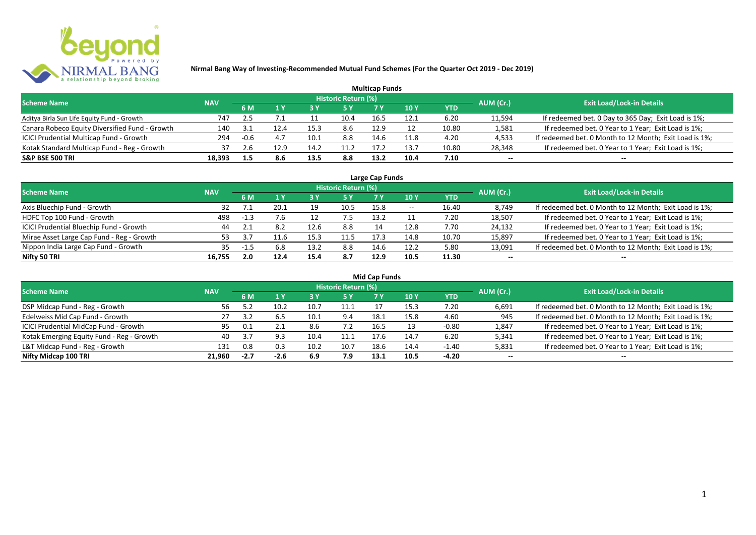**Nirmal Bang Way of Investing-Recommended Mutual Fund Schemes (For the Quarter Oct 2019 - Dec 2019)**

### Multicap Funds

| Scheme Name | NAV | Historic Return (%) | | | | | | | AUM (Cr.) | Exit Load/Lock-in Details |
|---|---|---|---|---|---|---|---|---|---|---|
| | | 6 M | 1 Y | 3 Y | 5 Y | 7 Y | 10 Y | YTD | | |
| Aditya Birla Sun Life Equity Fund - Growth | 747 | 2.5 | 7.1 | 11 | 10.4 | 16.5 | 12.1 | 6.20 | 11,594 | If redeemed bet. 0 Day to 365 Day; Exit Load is 1%; |
| Canara Robeco Equity Diversified Fund - Growth | 140 | 3.1 | 12.4 | 15.3 | 8.6 | 12.9 | 12 | 10.80 | 1,581 | If redeemed bet. 0 Year to 1 Year; Exit Load is 1%; |
| ICICI Prudential Multicap Fund - Growth | 294 | -0.6 | 4.7 | 10.1 | 8.8 | 14.6 | 11.8 | 4.20 | 4,533 | If redeemed bet. 0 Month to 12 Month; Exit Load is 1%; |
| Kotak Standard Multicap Fund - Reg - Growth | 37 | 2.6 | 12.9 | 14.2 | 11.2 | 17.2 | 13.7 | 10.80 | 28,348 | If redeemed bet. 0 Year to 1 Year; Exit Load is 1%; |
| **S&P BSE 500 TRI** | **18,393** | **1.5** | **8.6** | **13.5** | **8.8** | **13.2** | **10.4** | **7.10** | -- | -- |

### Large Cap Funds

| Scheme Name | NAV | Historic Return (%) | | | | | | | AUM (Cr.) | Exit Load/Lock-in Details |
|---|---|---|---|---|---|---|---|---|---|---|
| | | 6 M | 1 Y | 3 Y | 5 Y | 7 Y | 10 Y | YTD | | |
| Axis Bluechip Fund - Growth | 32 | 7.1 | 20.1 | 19 | 10.5 | 15.8 | -- | 16.40 | 8,749 | If redeemed bet. 0 Month to 12 Month; Exit Load is 1%; |
| HDFC Top 100 Fund - Growth | 498 | -1.3 | 7.6 | 12 | 7.5 | 13.2 | 11 | 7.20 | 18,507 | If redeemed bet. 0 Year to 1 Year; Exit Load is 1%; |
| ICICI Prudential Bluechip Fund - Growth | 44 | 2.1 | 8.2 | 12.6 | 8.8 | 14 | 12.8 | 7.70 | 24,132 | If redeemed bet. 0 Year to 1 Year; Exit Load is 1%; |
| Mirae Asset Large Cap Fund - Reg - Growth | 53 | 3.7 | 11.6 | 15.3 | 11.5 | 17.3 | 14.8 | 10.70 | 15,897 | If redeemed bet. 0 Year to 1 Year; Exit Load is 1%; |
| Nippon India Large Cap Fund - Growth | 35 | -1.5 | 6.8 | 13.2 | 8.8 | 14.6 | 12.2 | 5.80 | 13,091 | If redeemed bet. 0 Month to 12 Month; Exit Load is 1%; |
| **Nifty 50 TRI** | **16,755** | **2.0** | **12.4** | **15.4** | **8.7** | **12.9** | **10.5** | **11.30** | -- | -- |

### Mid Cap Funds

| Scheme Name | NAV | Historic Return (%) | | | | | | | AUM (Cr.) | Exit Load/Lock-in Details |
|---|---|---|---|---|---|---|---|---|---|---|
| | | 6 M | 1 Y | 3 Y | 5 Y | 7 Y | 10 Y | YTD | | |
| DSP Midcap Fund - Reg - Growth | 56 | 5.2 | 10.2 | 10.7 | 11.1 | 17 | 15.3 | 7.20 | 6,691 | If redeemed bet. 0 Month to 12 Month; Exit Load is 1%; |
| Edelweiss Mid Cap Fund - Growth | 27 | 3.2 | 6.5 | 10.1 | 9.4 | 18.1 | 15.8 | 4.60 | 945 | If redeemed bet. 0 Month to 12 Month; Exit Load is 1%; |
| ICICI Prudential MidCap Fund - Growth | 95 | 0.1 | 2.1 | 8.6 | 7.2 | 16.5 | 13 | -0.80 | 1,847 | If redeemed bet. 0 Year to 1 Year; Exit Load is 1%; |
| Kotak Emerging Equity Fund - Reg - Growth | 40 | 3.7 | 9.3 | 10.4 | 11.1 | 17.6 | 14.7 | 6.20 | 5,341 | If redeemed bet. 0 Year to 1 Year; Exit Load is 1%; |
| L&T Midcap Fund - Reg - Growth | 131 | 0.8 | 0.3 | 10.2 | 10.7 | 18.6 | 14.4 | -1.40 | 5,831 | If redeemed bet. 0 Year to 1 Year; Exit Load is 1%; |
| **Nifty Midcap 100 TRI** | **21,960** | **-2.7** | **-2.6** | **6.9** | **7.9** | **13.1** | **10.5** | **-4.20** | -- | -- |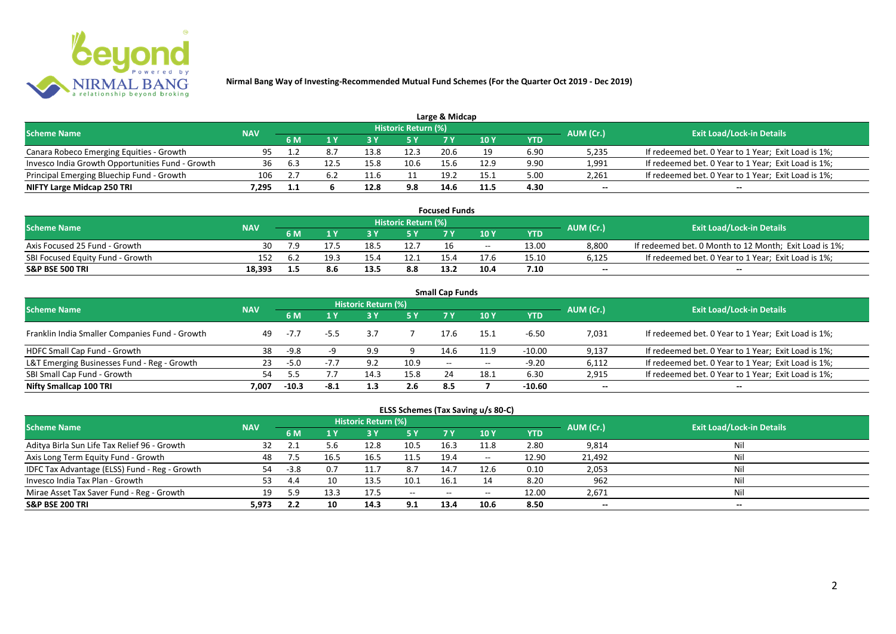# Nirmal Bang Way of Investing-Recommended Mutual Fund Schemes (For the Quarter Oct 2019 - Dec 2019)

## Large & Midcap

| Scheme Name | NAV | Historic Return (%) | | | | | | | AUM (Cr.) | Exit Load/Lock-in Details |
|---|---|---|---|---|---|---|---|---|---|---|
| | | 6 M | 1 Y | 3 Y | 5 Y | 7 Y | 10 Y | YTD | | |
| Canara Robeco Emerging Equities - Growth | 95 | 1.2 | 8.7 | 13.8 | 12.3 | 20.6 | 19 | 6.90 | 5,235 | If redeemed bet. 0 Year to 1 Year; Exit Load is 1%; |
| Invesco India Growth Opportunities Fund - Growth | 36 | 6.3 | 12.5 | 15.8 | 10.6 | 15.6 | 12.9 | 9.90 | 1,991 | If redeemed bet. 0 Year to 1 Year; Exit Load is 1%; |
| Principal Emerging Bluechip Fund - Growth | 106 | 2.7 | 6.2 | 11.6 | 11 | 19.2 | 15.1 | 5.00 | 2,261 | If redeemed bet. 0 Year to 1 Year; Exit Load is 1%; |
| **NIFTY Large Midcap 250 TRI** | **7,295** | **1.1** | **6** | **12.8** | **9.8** | **14.6** | **11.5** | **4.30** | **--** | **--** |

## Focused Funds

| Scheme Name | NAV | Historic Return (%) | | | | | | | AUM (Cr.) | Exit Load/Lock-in Details |
|---|---|---|---|---|---|---|---|---|---|---|
| | | 6 M | 1 Y | 3 Y | 5 Y | 7 Y | 10 Y | YTD | | |
| Axis Focused 25 Fund - Growth | 30 | 7.9 | 17.5 | 18.5 | 12.7 | 16 | -- | 13.00 | 8,800 | If redeemed bet. 0 Month to 12 Month; Exit Load is 1%; |
| SBI Focused Equity Fund - Growth | 152 | 6.2 | 19.3 | 15.4 | 12.1 | 15.4 | 17.6 | 15.10 | 6,125 | If redeemed bet. 0 Year to 1 Year; Exit Load is 1%; |
| **S&P BSE 500 TRI** | **18,393** | **1.5** | **8.6** | **13.5** | **8.8** | **13.2** | **10.4** | **7.10** | **--** | **--** |

## Small Cap Funds

| Scheme Name | NAV | Historic Return (%) | | | | | | | AUM (Cr.) | Exit Load/Lock-in Details |
|---|---|---|---|---|---|---|---|---|---|---|
| | | 6 M | 1 Y | 3 Y | 5 Y | 7 Y | 10 Y | YTD | | |
| Franklin India Smaller Companies Fund - Growth | 49 | -7.7 | -5.5 | 3.7 | 7 | 17.6 | 15.1 | -6.50 | 7,031 | If redeemed bet. 0 Year to 1 Year; Exit Load is 1%; |
| HDFC Small Cap Fund - Growth | 38 | -9.8 | -9 | 9.9 | 9 | 14.6 | 11.9 | -10.00 | 9,137 | If redeemed bet. 0 Year to 1 Year; Exit Load is 1%; |
| L&T Emerging Businesses Fund - Reg - Growth | 23 | -5.0 | -7.7 | 9.2 | 10.9 | -- | -- | -9.20 | 6,112 | If redeemed bet. 0 Year to 1 Year; Exit Load is 1%; |
| SBI Small Cap Fund - Growth | 54 | 5.5 | 7.7 | 14.3 | 15.8 | 24 | 18.1 | 6.30 | 2,915 | If redeemed bet. 0 Year to 1 Year; Exit Load is 1%; |
| **Nifty Smallcap 100 TRI** | **7,007** | **-10.3** | **-8.1** | **1.3** | **2.6** | **8.5** | **7** | **-10.60** | **--** | **--** |

## ELSS Schemes (Tax Saving u/s 80-C)

| Scheme Name | NAV | Historic Return (%) | | | | | | | AUM (Cr.) | Exit Load/Lock-in Details |
|---|---|---|---|---|---|---|---|---|---|---|
| | | 6 M | 1 Y | 3 Y | 5 Y | 7 Y | 10 Y | YTD | | |
| Aditya Birla Sun Life Tax Relief 96 - Growth | 32 | 2.1 | 5.6 | 12.8 | 10.5 | 16.3 | 11.8 | 2.80 | 9,814 | Nil |
| Axis Long Term Equity Fund - Growth | 48 | 7.5 | 16.5 | 16.5 | 11.5 | 19.4 | -- | 12.90 | 21,492 | Nil |
| IDFC Tax Advantage (ELSS) Fund - Reg - Growth | 54 | -3.8 | 0.7 | 11.7 | 8.7 | 14.7 | 12.6 | 0.10 | 2,053 | Nil |
| Invesco India Tax Plan - Growth | 53 | 4.4 | 10 | 13.5 | 10.1 | 16.1 | 14 | 8.20 | 962 | Nil |
| Mirae Asset Tax Saver Fund - Reg - Growth | 19 | 5.9 | 13.3 | 17.5 | -- | -- | -- | 12.00 | 2,671 | Nil |
| **S&P BSE 200 TRI** | **5,973** | **2.2** | **10** | **14.3** | **9.1** | **13.4** | **10.6** | **8.50** | **--** | **--** |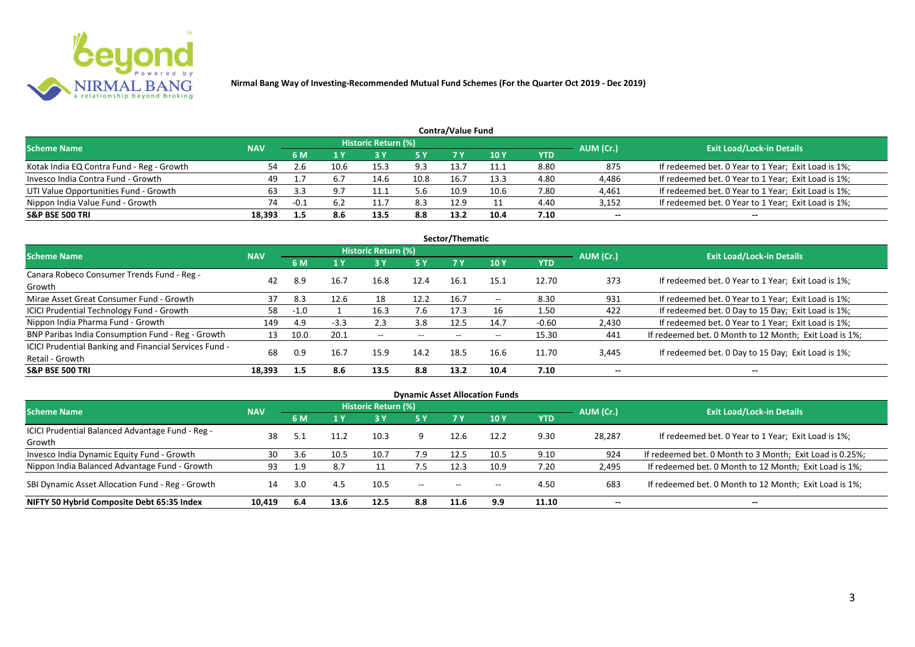# Nirmal Bang Way of Investing-Recommended Mutual Fund Schemes (For the Quarter Oct 2019 - Dec 2019)

## Contra/Value Fund

| Scheme Name | NAV | Historic Return (%) | | | | | | YTD | AUM (Cr.) | Exit Load/Lock-in Details |
|---|---|---|---|---|---|---|---|---|---|---|
| | | 6 M | 1 Y | 3 Y | 5 Y | 7 Y | 10 Y | | | |
| Kotak India EQ Contra Fund - Reg - Growth | 54 | 2.6 | 10.6 | 15.3 | 9.3 | 13.7 | 11.1 | 8.80 | 875 | If redeemed bet. 0 Year to 1 Year; Exit Load is 1%; |
| Invesco India Contra Fund - Growth | 49 | 1.7 | 6.7 | 14.6 | 10.8 | 16.7 | 13.3 | 4.80 | 4,486 | If redeemed bet. 0 Year to 1 Year; Exit Load is 1%; |
| UTI Value Opportunities Fund - Growth | 63 | 3.3 | 9.7 | 11.1 | 5.6 | 10.9 | 10.6 | 7.80 | 4,461 | If redeemed bet. 0 Year to 1 Year; Exit Load is 1%; |
| Nippon India Value Fund - Growth | 74 | -0.1 | 6.2 | 11.7 | 8.3 | 12.9 | 11 | 4.40 | 3,152 | If redeemed bet. 0 Year to 1 Year; Exit Load is 1%; |
| **S&P BSE 500 TRI** | **18,393** | **1.5** | **8.6** | **13.5** | **8.8** | **13.2** | **10.4** | **7.10** | **--** | **--** |

## Sector/Thematic

| Scheme Name | NAV | Historic Return (%) | | | | | | YTD | AUM (Cr.) | Exit Load/Lock-in Details |
|---|---|---|---|---|---|---|---|---|---|---|
| | | 6 M | 1 Y | 3 Y | 5 Y | 7 Y | 10 Y | | | |
| Canara Robeco Consumer Trends Fund - Reg - Growth | 42 | 8.9 | 16.7 | 16.8 | 12.4 | 16.1 | 15.1 | 12.70 | 373 | If redeemed bet. 0 Year to 1 Year; Exit Load is 1%; |
| Mirae Asset Great Consumer Fund - Growth | 37 | 8.3 | 12.6 | 18 | 12.2 | 16.7 | -- | 8.30 | 931 | If redeemed bet. 0 Year to 1 Year; Exit Load is 1%; |
| ICICI Prudential Technology Fund - Growth | 58 | -1.0 | 1 | 16.3 | 7.6 | 17.3 | 16 | 1.50 | 422 | If redeemed bet. 0 Day to 15 Day; Exit Load is 1%; |
| Nippon India Pharma Fund - Growth | 149 | 4.9 | -3.3 | 2.3 | 3.8 | 12.5 | 14.7 | -0.60 | 2,430 | If redeemed bet. 0 Year to 1 Year; Exit Load is 1%; |
| BNP Paribas India Consumption Fund - Reg - Growth | 13 | 10.0 | 20.1 | -- | -- | -- | -- | 15.30 | 441 | If redeemed bet. 0 Month to 12 Month; Exit Load is 1%; |
| ICICI Prudential Banking and Financial Services Fund - Retail - Growth | 68 | 0.9 | 16.7 | 15.9 | 14.2 | 18.5 | 16.6 | 11.70 | 3,445 | If redeemed bet. 0 Day to 15 Day; Exit Load is 1%; |
| **S&P BSE 500 TRI** | **18,393** | **1.5** | **8.6** | **13.5** | **8.8** | **13.2** | **10.4** | **7.10** | **--** | **--** |

## Dynamic Asset Allocation Funds

| Scheme Name | NAV | Historic Return (%) | | | | | | YTD | AUM (Cr.) | Exit Load/Lock-in Details |
|---|---|---|---|---|---|---|---|---|---|---|
| | | 6 M | 1 Y | 3 Y | 5 Y | 7 Y | 10 Y | | | |
| ICICI Prudential Balanced Advantage Fund - Reg - Growth | 38 | 5.1 | 11.2 | 10.3 | 9 | 12.6 | 12.2 | 9.30 | 28,287 | If redeemed bet. 0 Year to 1 Year; Exit Load is 1%; |
| Invesco India Dynamic Equity Fund - Growth | 30 | 3.6 | 10.5 | 10.7 | 7.9 | 12.5 | 10.5 | 9.10 | 924 | If redeemed bet. 0 Month to 3 Month; Exit Load is 0.25%; |
| Nippon India Balanced Advantage Fund - Growth | 93 | 1.9 | 8.7 | 11 | 7.5 | 12.3 | 10.9 | 7.20 | 2,495 | If redeemed bet. 0 Month to 12 Month; Exit Load is 1%; |
| SBI Dynamic Asset Allocation Fund - Reg - Growth | 14 | 3.0 | 4.5 | 10.5 | -- | -- | -- | 4.50 | 683 | If redeemed bet. 0 Month to 12 Month; Exit Load is 1%; |
| **NIFTY 50 Hybrid Composite Debt 65:35 Index** | **10,419** | **6.4** | **13.6** | **12.5** | **8.8** | **11.6** | **9.9** | **11.10** | **--** | **--** |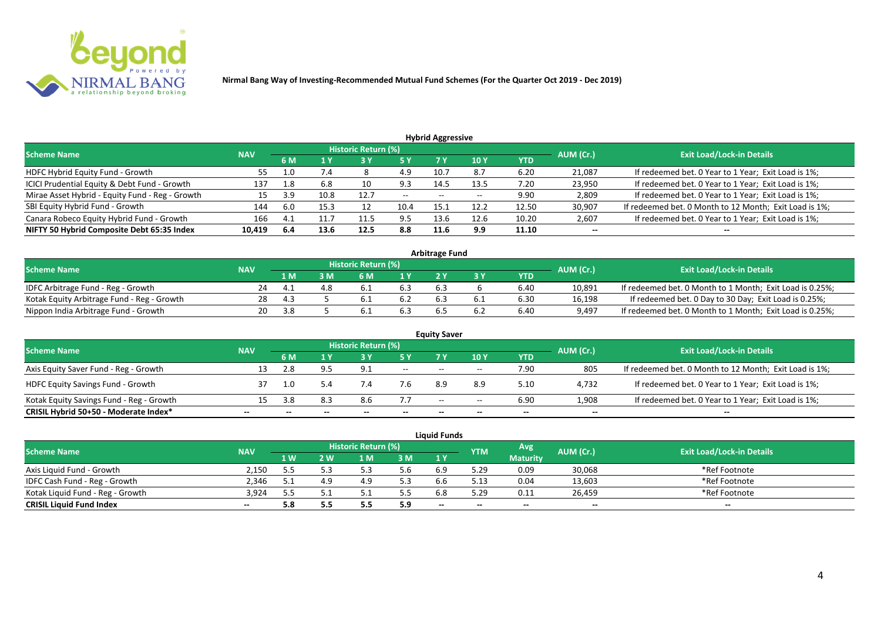**Nirmal Bang Way of Investing-Recommended Mutual Fund Schemes (For the Quarter Oct 2019 - Dec 2019)**

### Hybrid Aggressive

| Scheme Name | NAV | Historic Return (%) | | | | | | | AUM (Cr.) | Exit Load/Lock-in Details |
|---|---|---|---|---|---|---|---|---|---|---|
| | | 6 M | 1 Y | 3 Y | 5 Y | 7 Y | 10 Y | YTD | | |
| HDFC Hybrid Equity Fund - Growth | 55 | 1.0 | 7.4 | 8 | 4.9 | 10.7 | 8.7 | 6.20 | 21,087 | If redeemed bet. 0 Year to 1 Year; Exit Load is 1%; |
| ICICI Prudential Equity & Debt Fund - Growth | 137 | 1.8 | 6.8 | 10 | 9.3 | 14.5 | 13.5 | 7.20 | 23,950 | If redeemed bet. 0 Year to 1 Year; Exit Load is 1%; |
| Mirae Asset Hybrid - Equity Fund - Reg - Growth | 15 | 3.9 | 10.8 | 12.7 | -- | -- | -- | 9.90 | 2,809 | If redeemed bet. 0 Year to 1 Year; Exit Load is 1%; |
| SBI Equity Hybrid Fund - Growth | 144 | 6.0 | 15.3 | 12 | 10.4 | 15.1 | 12.2 | 12.50 | 30,907 | If redeemed bet. 0 Month to 12 Month; Exit Load is 1%; |
| Canara Robeco Equity Hybrid Fund - Growth | 166 | 4.1 | 11.7 | 11.5 | 9.5 | 13.6 | 12.6 | 10.20 | 2,607 | If redeemed bet. 0 Year to 1 Year; Exit Load is 1%; |
| **NIFTY 50 Hybrid Composite Debt 65:35 Index** | **10,419** | **6.4** | **13.6** | **12.5** | **8.8** | **11.6** | **9.9** | **11.10** | **--** | **--** |

### Arbitrage Fund

| Scheme Name | NAV | Historic Return (%) | | | | | | | AUM (Cr.) | Exit Load/Lock-in Details |
|---|---|---|---|---|---|---|---|---|---|---|
| | | 1 M | 3 M | 6 M | 1 Y | 2 Y | 3 Y | YTD | | |
| IDFC Arbitrage Fund - Reg - Growth | 24 | 4.1 | 4.8 | 6.1 | 6.3 | 6.3 | 6 | 6.40 | 10,891 | If redeemed bet. 0 Month to 1 Month; Exit Load is 0.25%; |
| Kotak Equity Arbitrage Fund - Reg - Growth | 28 | 4.3 | 5 | 6.1 | 6.2 | 6.3 | 6.1 | 6.30 | 16,198 | If redeemed bet. 0 Day to 30 Day; Exit Load is 0.25%; |
| Nippon India Arbitrage Fund - Growth | 20 | 3.8 | 5 | 6.1 | 6.3 | 6.5 | 6.2 | 6.40 | 9,497 | If redeemed bet. 0 Month to 1 Month; Exit Load is 0.25%; |

### Equity Saver

| Scheme Name | NAV | Historic Return (%) | | | | | | | AUM (Cr.) | Exit Load/Lock-in Details |
|---|---|---|---|---|---|---|---|---|---|---|
| | | 6 M | 1 Y | 3 Y | 5 Y | 7 Y | 10 Y | YTD | | |
| Axis Equity Saver Fund - Reg - Growth | 13 | 2.8 | 9.5 | 9.1 | -- | -- | -- | 7.90 | 805 | If redeemed bet. 0 Month to 12 Month; Exit Load is 1%; |
| HDFC Equity Savings Fund - Growth | 37 | 1.0 | 5.4 | 7.4 | 7.6 | 8.9 | 8.9 | 5.10 | 4,732 | If redeemed bet. 0 Year to 1 Year; Exit Load is 1%; |
| Kotak Equity Savings Fund - Reg - Growth | 15 | 3.8 | 8.3 | 8.6 | 7.7 | -- | -- | 6.90 | 1,908 | If redeemed bet. 0 Year to 1 Year; Exit Load is 1%; |
| **CRISIL Hybrid 50+50 - Moderate Index*** | **--** | **--** | **--** | **--** | **--** | **--** | **--** | **--** | **--** | **--** |

### Liquid Funds

| Scheme Name | NAV | Historic Return (%) | | | | | YTM | Avg Maturity | AUM (Cr.) | Exit Load/Lock-in Details |
|---|---|---|---|---|---|---|---|---|---|---|
| | | 1 W | 2 W | 1 M | 3 M | 1 Y | | | | |
| Axis Liquid Fund - Growth | 2,150 | 5.5 | 5.3 | 5.3 | 5.6 | 6.9 | 5.29 | 0.09 | 30,068 | *Ref Footnote |
| IDFC Cash Fund - Reg - Growth | 2,346 | 5.1 | 4.9 | 4.9 | 5.3 | 6.6 | 5.13 | 0.04 | 13,603 | *Ref Footnote |
| Kotak Liquid Fund - Reg - Growth | 3,924 | 5.5 | 5.1 | 5.1 | 5.5 | 6.8 | 5.29 | 0.11 | 26,459 | *Ref Footnote |
| **CRISIL Liquid Fund Index** | **--** | **5.8** | **5.5** | **5.5** | **5.9** | **--** | **--** | **--** | **--** | **--** |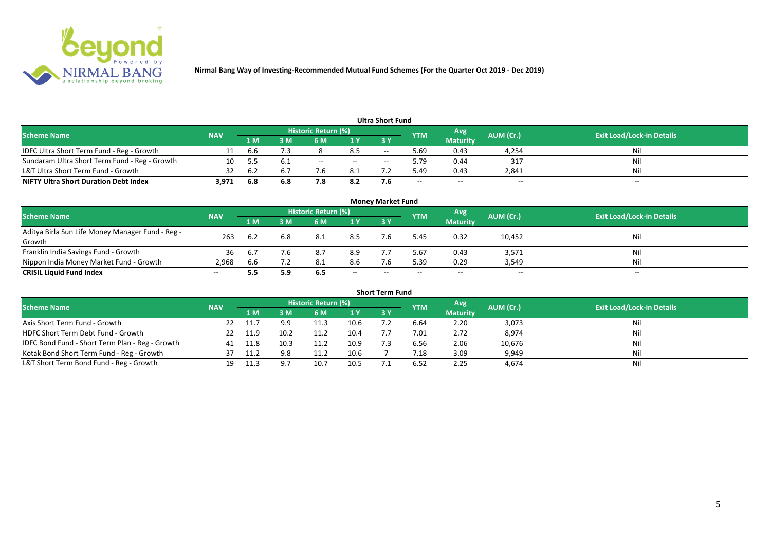# Nirmal Bang Way of Investing-Recommended Mutual Fund Schemes (For the Quarter Oct 2019 - Dec 2019)

## Ultra Short Fund

| Scheme Name | NAV | Historic Return (%) | | | | | YTM | Avg Maturity | AUM (Cr.) | Exit Load/Lock-in Details |
|---|---|---|---|---|---|---|---|---|---|---|
| | | 1 M | 3 M | 6 M | 1 Y | 3 Y | | | | |
| IDFC Ultra Short Term Fund - Reg - Growth | 11 | 6.6 | 7.3 | 8 | 8.5 | -- | 5.69 | 0.43 | 4,254 | Nil |
| Sundaram Ultra Short Term Fund - Reg - Growth | 10 | 5.5 | 6.1 | -- | -- | -- | 5.79 | 0.44 | 317 | Nil |
| L&T Ultra Short Term Fund - Growth | 32 | 6.2 | 6.7 | 7.6 | 8.1 | 7.2 | 5.49 | 0.43 | 2,841 | Nil |
| **NIFTY Ultra Short Duration Debt Index** | **3,971** | **6.8** | **6.8** | **7.8** | **8.2** | **7.6** | **--** | **--** | **--** | **--** |

## Money Market Fund

| Scheme Name | NAV | Historic Return (%) | | | | | YTM | Avg Maturity | AUM (Cr.) | Exit Load/Lock-in Details |
|---|---|---|---|---|---|---|---|---|---|---|
| | | 1 M | 3 M | 6 M | 1 Y | 3 Y | | | | |
| Aditya Birla Sun Life Money Manager Fund - Reg - Growth | 263 | 6.2 | 6.8 | 8.1 | 8.5 | 7.6 | 5.45 | 0.32 | 10,452 | Nil |
| Franklin India Savings Fund - Growth | 36 | 6.7 | 7.6 | 8.7 | 8.9 | 7.7 | 5.67 | 0.43 | 3,571 | Nil |
| Nippon India Money Market Fund - Growth | 2,968 | 6.6 | 7.2 | 8.1 | 8.6 | 7.6 | 5.39 | 0.29 | 3,549 | Nil |
| **CRISIL Liquid Fund Index** | **--** | **5.5** | **5.9** | **6.5** | **--** | **--** | **--** | **--** | **--** | **--** |

## Short Term Fund

| Scheme Name | NAV | Historic Return (%) | | | | | YTM | Avg Maturity | AUM (Cr.) | Exit Load/Lock-in Details |
|---|---|---|---|---|---|---|---|---|---|---|
| | | 1 M | 3 M | 6 M | 1 Y | 3 Y | | | | |
| Axis Short Term Fund - Growth | 22 | 11.7 | 9.9 | 11.3 | 10.6 | 7.2 | 6.64 | 2.20 | 3,073 | Nil |
| HDFC Short Term Debt Fund - Growth | 22 | 11.9 | 10.2 | 11.2 | 10.4 | 7.7 | 7.01 | 2.72 | 8,974 | Nil |
| IDFC Bond Fund - Short Term Plan - Reg - Growth | 41 | 11.8 | 10.3 | 11.2 | 10.9 | 7.3 | 6.56 | 2.06 | 10,676 | Nil |
| Kotak Bond Short Term Fund - Reg - Growth | 37 | 11.2 | 9.8 | 11.2 | 10.6 | 7 | 7.18 | 3.09 | 9,949 | Nil |
| L&T Short Term Bond Fund - Reg - Growth | 19 | 11.3 | 9.7 | 10.7 | 10.5 | 7.1 | 6.52 | 2.25 | 4,674 | Nil |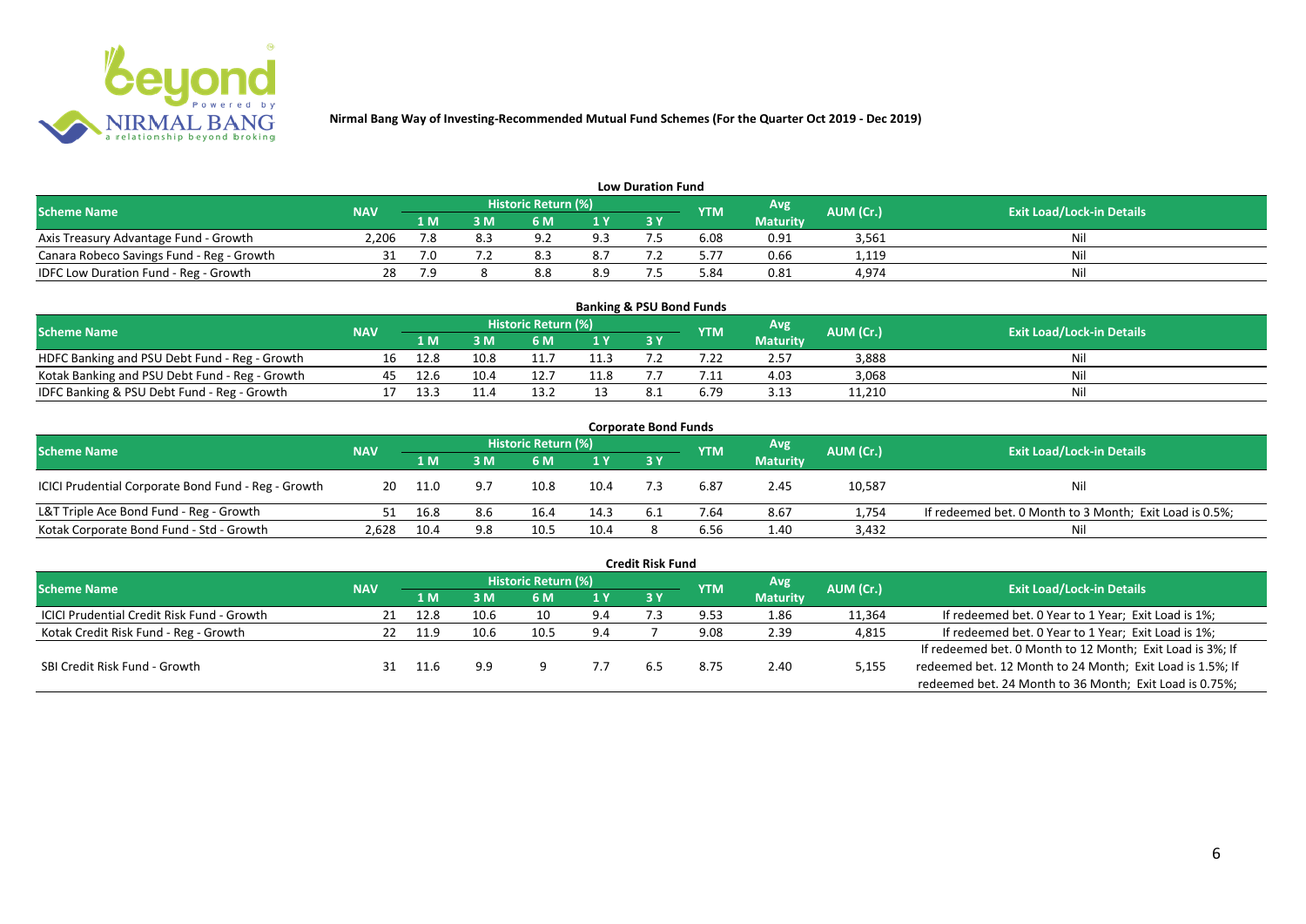**Nirmal Bang Way of Investing-Recommended Mutual Fund Schemes (For the Quarter Oct 2019 - Dec 2019)**

### Low Duration Fund

| Scheme Name | NAV | Historic Return (%) | | | | | YTM | Avg Maturity | AUM (Cr.) | Exit Load/Lock-in Details |
|---|---|---|---|---|---|---|---|---|---|---|
| | | 1 M | 3 M | 6 M | 1 Y | 3 Y | | | | |
| Axis Treasury Advantage Fund - Growth | 2,206 | 7.8 | 8.3 | 9.2 | 9.3 | 7.5 | 6.08 | 0.91 | 3,561 | Nil |
| Canara Robeco Savings Fund - Reg - Growth | 31 | 7.0 | 7.2 | 8.3 | 8.7 | 7.2 | 5.77 | 0.66 | 1,119 | Nil |
| IDFC Low Duration Fund - Reg - Growth | 28 | 7.9 | 8 | 8.8 | 8.9 | 7.5 | 5.84 | 0.81 | 4,974 | Nil |

### Banking & PSU Bond Funds

| Scheme Name | NAV | Historic Return (%) | | | | | YTM | Avg Maturity | AUM (Cr.) | Exit Load/Lock-in Details |
|---|---|---|---|---|---|---|---|---|---|---|
| | | 1 M | 3 M | 6 M | 1 Y | 3 Y | | | | |
| HDFC Banking and PSU Debt Fund - Reg - Growth | 16 | 12.8 | 10.8 | 11.7 | 11.3 | 7.2 | 7.22 | 2.57 | 3,888 | Nil |
| Kotak Banking and PSU Debt Fund - Reg - Growth | 45 | 12.6 | 10.4 | 12.7 | 11.8 | 7.7 | 7.11 | 4.03 | 3,068 | Nil |
| IDFC Banking & PSU Debt Fund - Reg - Growth | 17 | 13.3 | 11.4 | 13.2 | 13 | 8.1 | 6.79 | 3.13 | 11,210 | Nil |

### Corporate Bond Funds

| Scheme Name | NAV | Historic Return (%) | | | | | YTM | Avg Maturity | AUM (Cr.) | Exit Load/Lock-in Details |
|---|---|---|---|---|---|---|---|---|---|---|
| | | 1 M | 3 M | 6 M | 1 Y | 3 Y | | | | |
| ICICI Prudential Corporate Bond Fund - Reg - Growth | 20 | 11.0 | 9.7 | 10.8 | 10.4 | 7.3 | 6.87 | 2.45 | 10,587 | Nil |
| L&T Triple Ace Bond Fund - Reg - Growth | 51 | 16.8 | 8.6 | 16.4 | 14.3 | 6.1 | 7.64 | 8.67 | 1,754 | If redeemed bet. 0 Month to 3 Month; Exit Load is 0.5%; |
| Kotak Corporate Bond Fund - Std - Growth | 2,628 | 10.4 | 9.8 | 10.5 | 10.4 | 8 | 6.56 | 1.40 | 3,432 | Nil |

### Credit Risk Fund

| Scheme Name | NAV | Historic Return (%) | | | | | YTM | Avg Maturity | AUM (Cr.) | Exit Load/Lock-in Details |
|---|---|---|---|---|---|---|---|---|---|---|
| | | 1 M | 3 M | 6 M | 1 Y | 3 Y | | | | |
| ICICI Prudential Credit Risk Fund - Growth | 21 | 12.8 | 10.6 | 10 | 9.4 | 7.3 | 9.53 | 1.86 | 11,364 | If redeemed bet. 0 Year to 1 Year; Exit Load is 1%; |
| Kotak Credit Risk Fund - Reg - Growth | 22 | 11.9 | 10.6 | 10.5 | 9.4 | 7 | 9.08 | 2.39 | 4,815 | If redeemed bet. 0 Year to 1 Year; Exit Load is 1%; |
| SBI Credit Risk Fund - Growth | 31 | 11.6 | 9.9 | 9 | 7.7 | 6.5 | 8.75 | 2.40 | 5,155 | If redeemed bet. 0 Month to 12 Month; Exit Load is 3%; If redeemed bet. 12 Month to 24 Month; Exit Load is 1.5%; If redeemed bet. 24 Month to 36 Month; Exit Load is 0.75%; |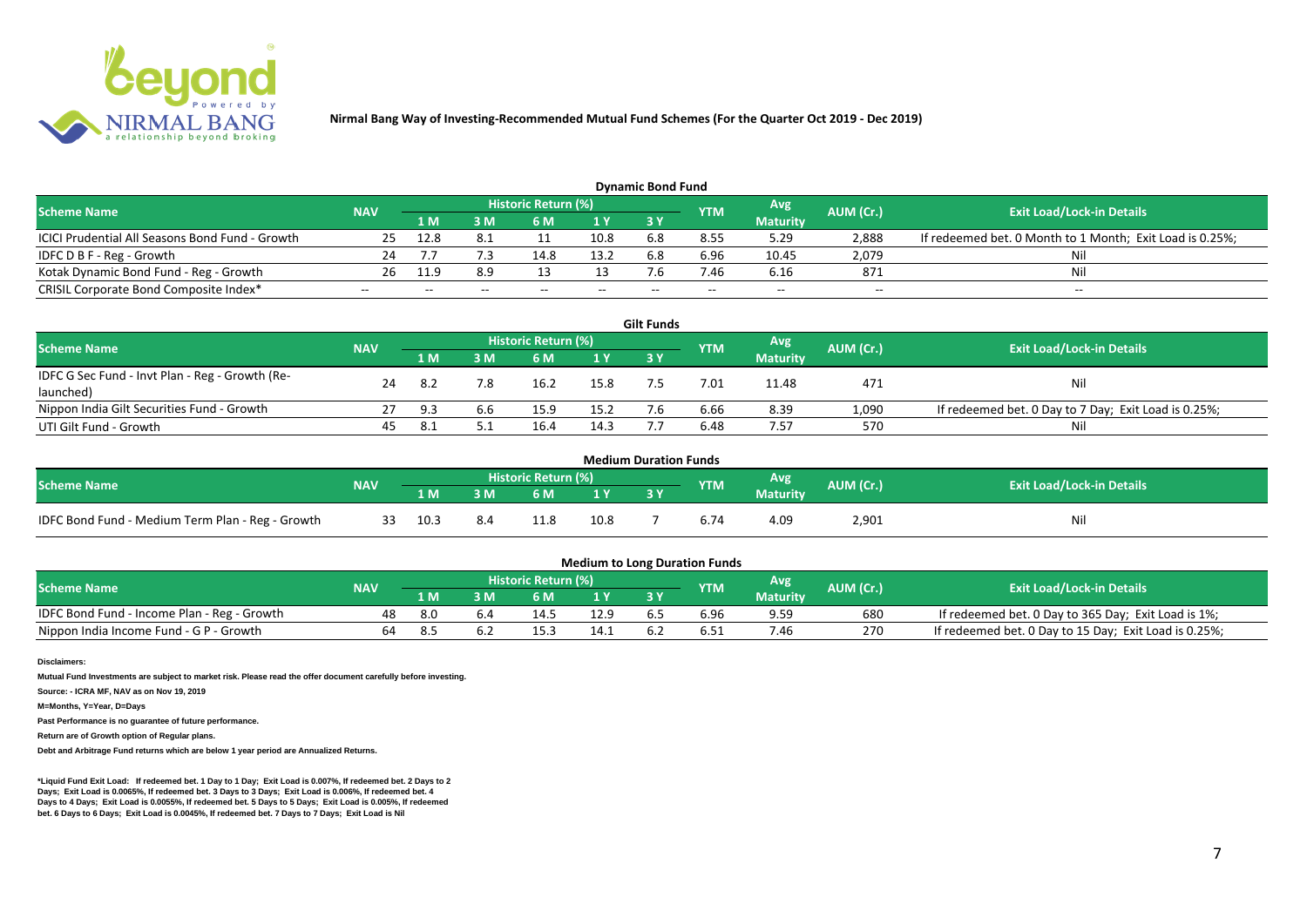**Nirmal Bang Way of Investing-Recommended Mutual Fund Schemes (For the Quarter Oct 2019 - Dec 2019)**

**Dynamic Bond Fund**

| Scheme Name | NAV | Historic Return (%) | | | | | YTM | Avg Maturity | AUM (Cr.) | Exit Load/Lock-in Details |
|---|---|---|---|---|---|---|---|---|---|---|
| | | 1 M | 3 M | 6 M | 1 Y | 3 Y | | | | |
| ICICI Prudential All Seasons Bond Fund - Growth | 25 | 12.8 | 8.1 | 11 | 10.8 | 6.8 | 8.55 | 5.29 | 2,888 | If redeemed bet. 0 Month to 1 Month; Exit Load is 0.25%; |
| IDFC D B F - Reg - Growth | 24 | 7.7 | 7.3 | 14.8 | 13.2 | 6.8 | 6.96 | 10.45 | 2,079 | Nil |
| Kotak Dynamic Bond Fund - Reg - Growth | 26 | 11.9 | 8.9 | 13 | 13 | 7.6 | 7.46 | 6.16 | 871 | Nil |
| CRISIL Corporate Bond Composite Index* | -- | -- | -- | -- | -- | -- | -- | -- | -- | -- |

**Gilt Funds**

| Scheme Name | NAV | Historic Return (%) | | | | | YTM | Avg Maturity | AUM (Cr.) | Exit Load/Lock-in Details |
|---|---|---|---|---|---|---|---|---|---|---|
| | | 1 M | 3 M | 6 M | 1 Y | 3 Y | | | | |
| IDFC G Sec Fund - Invt Plan - Reg - Growth (Re-launched) | 24 | 8.2 | 7.8 | 16.2 | 15.8 | 7.5 | 7.01 | 11.48 | 471 | Nil |
| Nippon India Gilt Securities Fund - Growth | 27 | 9.3 | 6.6 | 15.9 | 15.2 | 7.6 | 6.66 | 8.39 | 1,090 | If redeemed bet. 0 Day to 7 Day; Exit Load is 0.25%; |
| UTI Gilt Fund - Growth | 45 | 8.1 | 5.1 | 16.4 | 14.3 | 7.7 | 6.48 | 7.57 | 570 | Nil |

**Medium Duration Funds**

| Scheme Name | NAV | Historic Return (%) | | | | | YTM | Avg Maturity | AUM (Cr.) | Exit Load/Lock-in Details |
|---|---|---|---|---|---|---|---|---|---|---|
| | | 1 M | 3 M | 6 M | 1 Y | 3 Y | | | | |
| IDFC Bond Fund - Medium Term Plan - Reg - Growth | 33 | 10.3 | 8.4 | 11.8 | 10.8 | 7 | 6.74 | 4.09 | 2,901 | Nil |

**Medium to Long Duration Funds**

| Scheme Name | NAV | Historic Return (%) | | | | | YTM | Avg Maturity | AUM (Cr.) | Exit Load/Lock-in Details |
|---|---|---|---|---|---|---|---|---|---|---|
| | | 1 M | 3 M | 6 M | 1 Y | 3 Y | | | | |
| IDFC Bond Fund - Income Plan - Reg - Growth | 48 | 8.0 | 6.4 | 14.5 | 12.9 | 6.5 | 6.96 | 9.59 | 680 | If redeemed bet. 0 Day to 365 Day; Exit Load is 1%; |
| Nippon India Income Fund - G P - Growth | 64 | 8.5 | 6.2 | 15.3 | 14.1 | 6.2 | 6.51 | 7.46 | 270 | If redeemed bet. 0 Day to 15 Day; Exit Load is 0.25%; |

**Disclaimers:**

**Mutual Fund Investments are subject to market risk. Please read the offer document carefully before investing.**

**Source: - ICRA MF, NAV as on Nov 19, 2019**

**M=Months, Y=Year, D=Days**

**Past Performance is no guarantee of future performance.**

**Return are of Growth option of Regular plans.**

**Debt and Arbitrage Fund returns which are below 1 year period are Annualized Returns.**

***Liquid Fund Exit Load: If redeemed bet. 1 Day to 1 Day; Exit Load is 0.007%, If redeemed bet. 2 Days to 2 Days; Exit Load is 0.0065%, If redeemed bet. 3 Days to 3 Days; Exit Load is 0.006%, If redeemed bet. 4 Days to 4 Days; Exit Load is 0.0055%, If redeemed bet. 5 Days to 5 Days; Exit Load is 0.005%, If redeemed bet. 6 Days to 6 Days; Exit Load is 0.0045%, If redeemed bet. 7 Days to 7 Days; Exit Load is Nil**